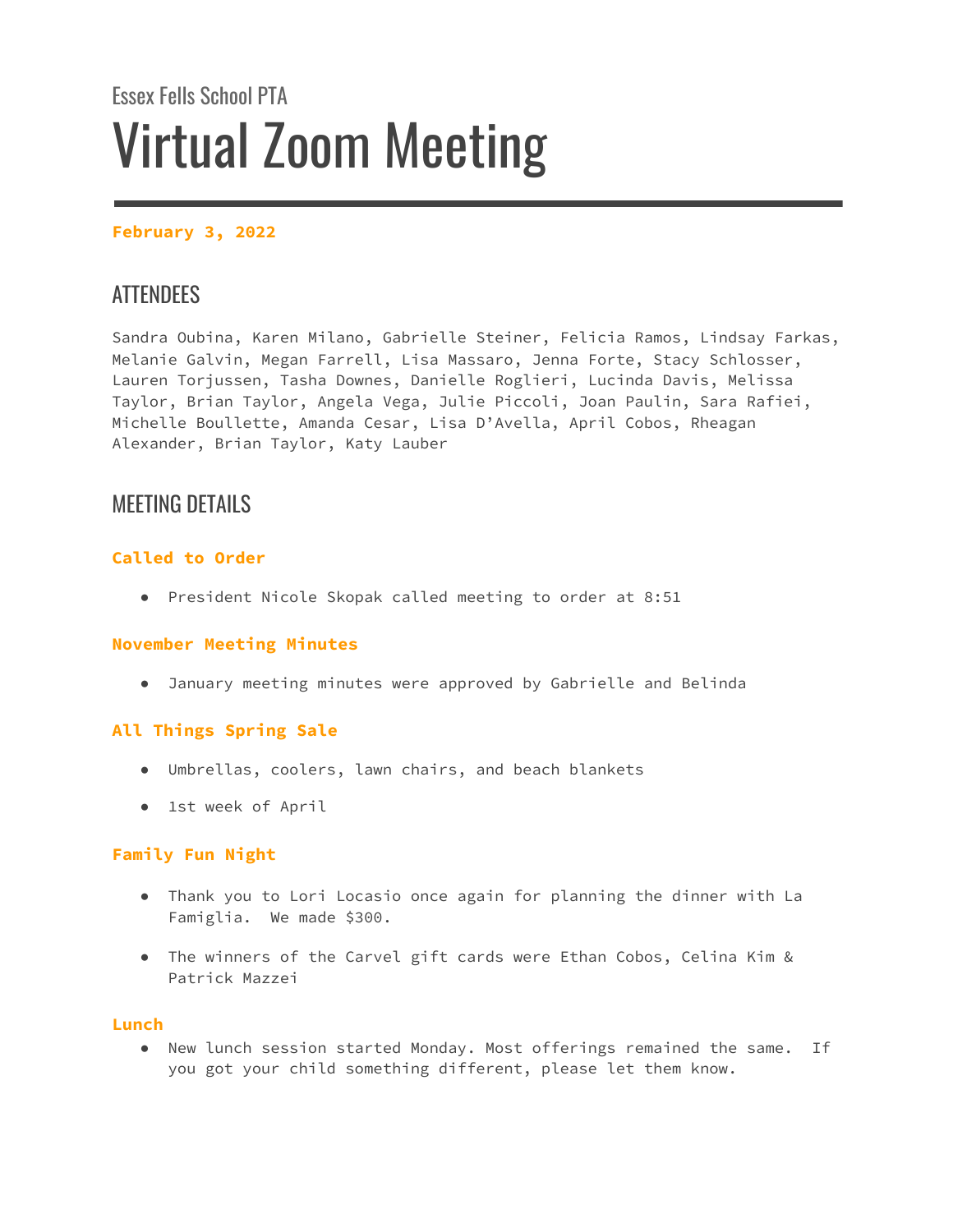Essex Fells School PTA

# Virtual Zoom Meeting

**February 3, 2022**

## ATTENDEES

Sandra Oubina, Karen Milano, Gabrielle Steiner, Felicia Ramos, Lindsay Farkas, Melanie Galvin, Megan Farrell, Lisa Massaro, Jenna Forte, Stacy Schlosser, Lauren Torjussen, Tasha Downes, Danielle Roglieri, Lucinda Davis, Melissa Taylor, Brian Taylor, Angela Vega, Julie Piccoli, Joan Paulin, Sara Rafiei, Michelle Boullette, Amanda Cesar, Lisa D'Avella, April Cobos, Rheagan Alexander, Brian Taylor, Katy Lauber

## MEETING DETAILS

### Called to Order

- President Nicole Skopak called meeting to order at 8:51

### November Meeting Minutes

- January meeting minutes were approved by Gabrielle and Belinda

### All Things Spring Sale

- Umbrellas, coolers, lawn chairs, and beach blankets
- 1st week of April

### Family Fun Night

- Thank you to Lori Locasio once again for planning the dinner with La Famiglia. We made $300.
- The winners of the Carvel gift cards were Ethan Cobos, Celina Kim & Patrick Mazzei

### Lunch

- New lunch session started Monday. Most offerings remained the same. If you got your child something different, please let them know.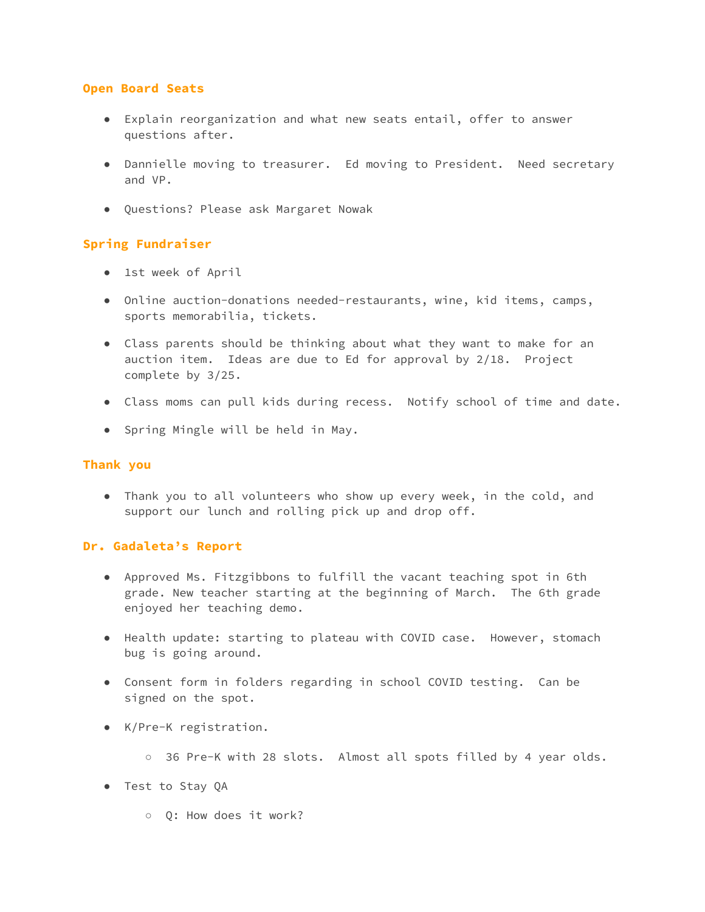## Open Board Seats

- Explain reorganization and what new seats entail, offer to answer questions after.
- Dannielle moving to treasurer.  Ed moving to President.  Need secretary and VP.
- Questions? Please ask Margaret Nowak

## Spring Fundraiser

- 1st week of April
- Online auction-donations needed-restaurants, wine, kid items, camps, sports memorabilia, tickets.
- Class parents should be thinking about what they want to make for an auction item.  Ideas are due to Ed for approval by 2/18.  Project complete by 3/25.
- Class moms can pull kids during recess.  Notify school of time and date.
- Spring Mingle will be held in May.

## Thank you

- Thank you to all volunteers who show up every week, in the cold, and support our lunch and rolling pick up and drop off.

## Dr. Gadaleta's Report

- Approved Ms. Fitzgibbons to fulfill the vacant teaching spot in 6th grade. New teacher starting at the beginning of March.  The 6th grade enjoyed her teaching demo.
- Health update: starting to plateau with COVID case.  However, stomach bug is going around.
- Consent form in folders regarding in school COVID testing.  Can be signed on the spot.
- K/Pre-K registration.
  - 36 Pre-K with 28 slots.  Almost all spots filled by 4 year olds.
- Test to Stay QA
  - Q: How does it work?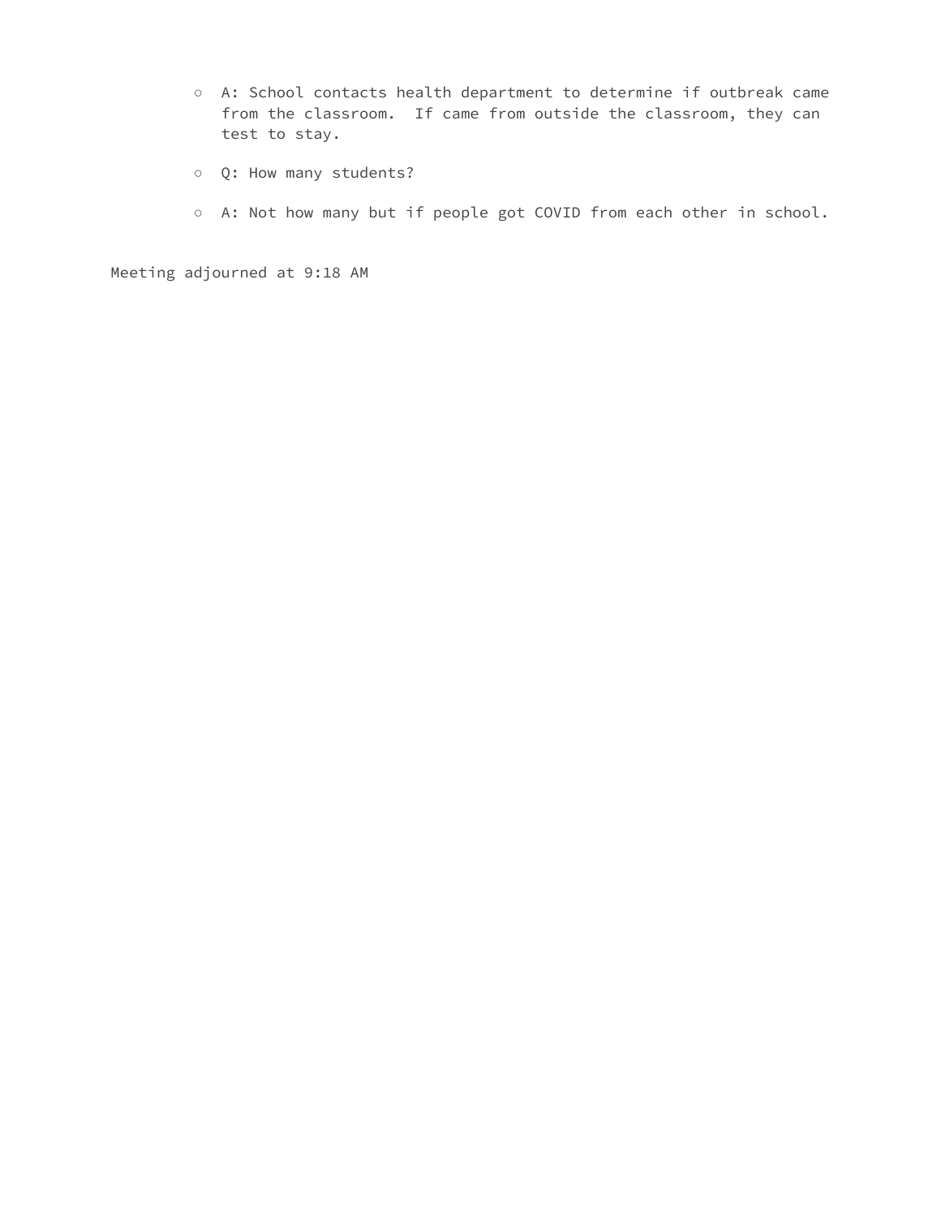- A: School contacts health department to determine if outbreak came from the classroom. If came from outside the classroom, they can test to stay.
- Q: How many students?
- A: Not how many but if people got COVID from each other in school.

Meeting adjourned at 9:18 AM